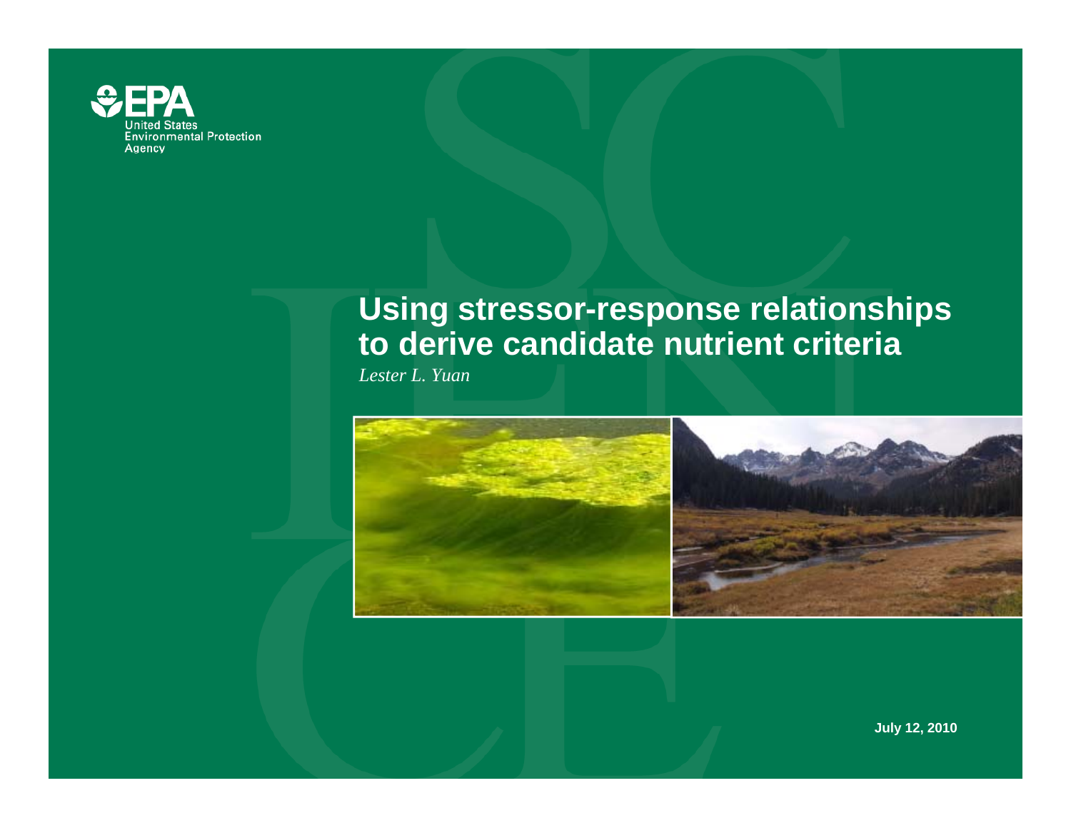United States Environmental Protection Agency

# Using stressor-response relationships to derive candidate nutrient criteria

*Lester L. Yuan*

**July 12, 2010**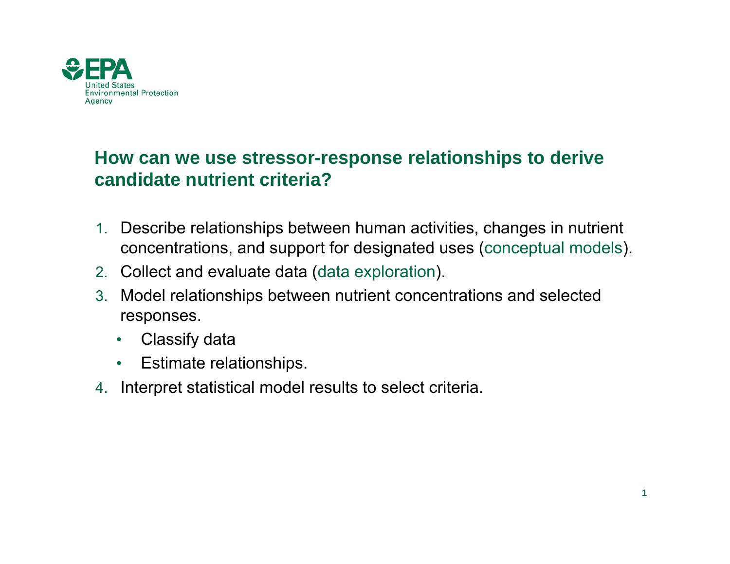## How can we use stressor-response relationships to derive candidate nutrient criteria?

1. Describe relationships between human activities, changes in nutrient concentrations, and support for designated uses (conceptual models).
2. Collect and evaluate data (data exploration).
3. Model relationships between nutrient concentrations and selected responses.
   - Classify data
   - Estimate relationships.
4. Interpret statistical model results to select criteria.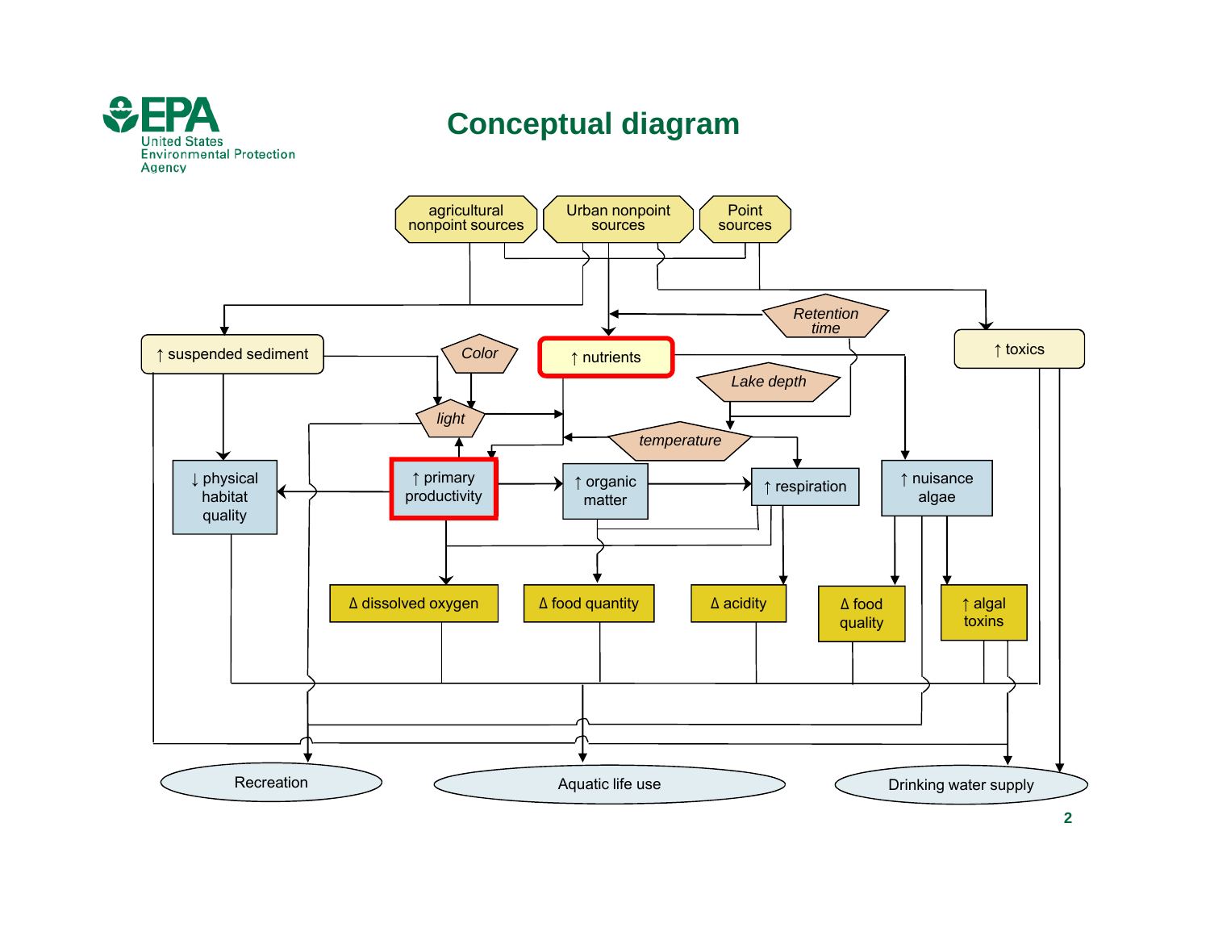# Conceptual diagram

agricultural nonpoint sources

Urban nonpoint sources

Point sources

Retention time

↑ suspended sediment

Color

↑ nutrients

↑ toxics

Lake depth

light

temperature

↓ physical habitat quality

↑ primary productivity

↑ organic matter

↑ respiration

↑ nuisance algae

Δ dissolved oxygen

Δ food quantity

Δ acidity

Δ food quality

↑ algal toxins

Recreation

Aquatic life use

Drinking water supply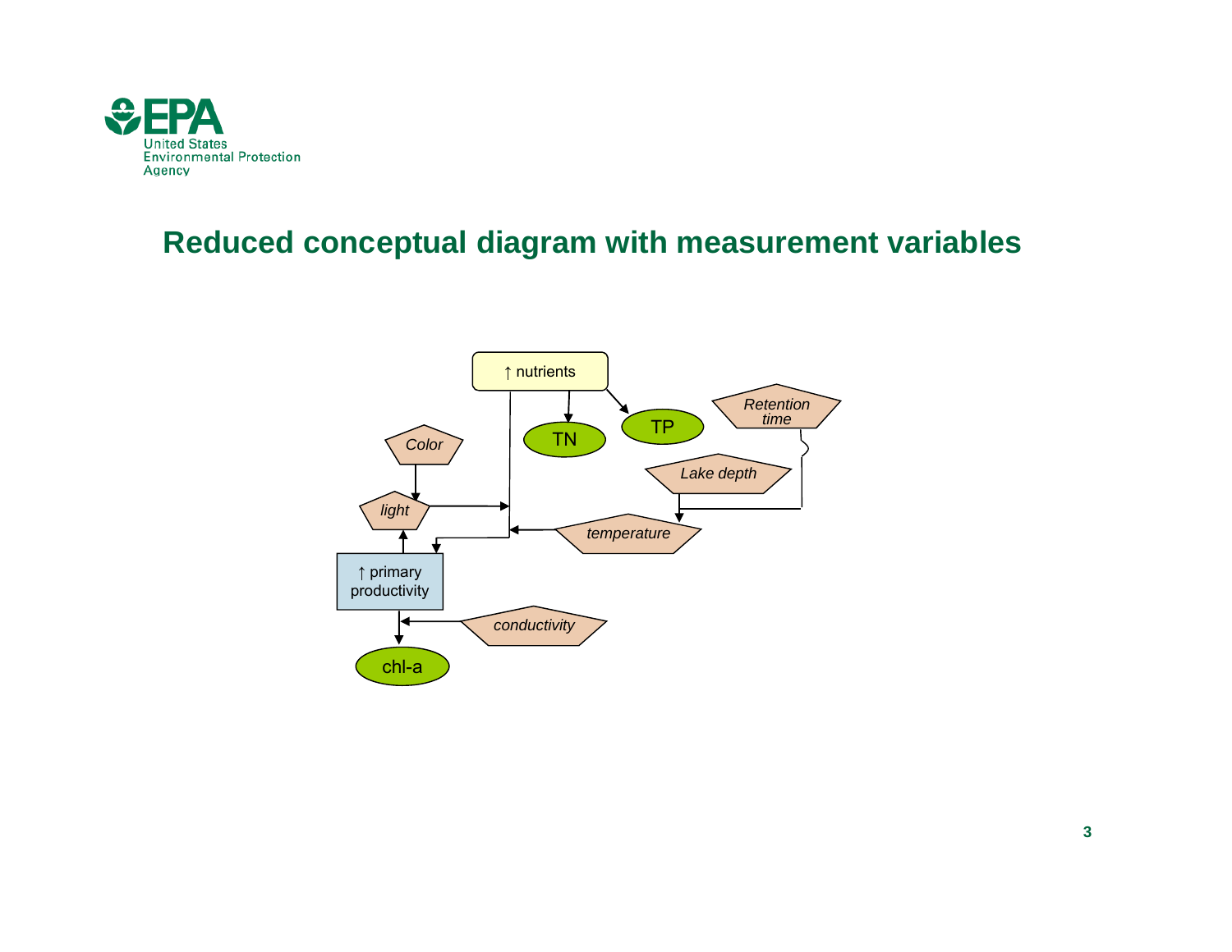## Reduced conceptual diagram with measurement variables

↑ nutrients

TN

TP

Retention time

Color

Lake depth

light

temperature

↑ primary productivity

conductivity

chl-a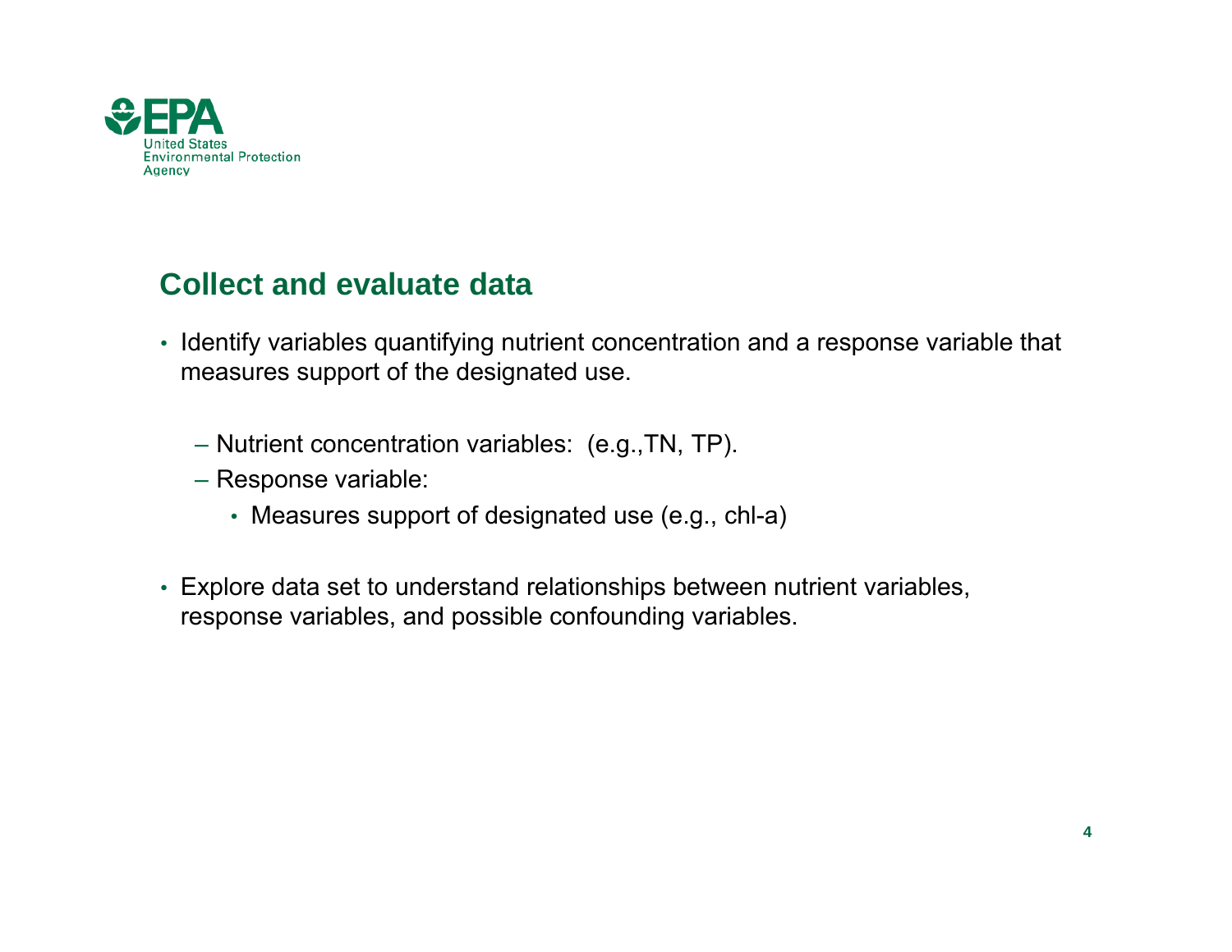## Collect and evaluate data

- Identify variables quantifying nutrient concentration and a response variable that measures support of the designated use.
  - Nutrient concentration variables: (e.g.,TN, TP).
  - Response variable:
    - Measures support of designated use (e.g., chl-a)
- Explore data set to understand relationships between nutrient variables, response variables, and possible confounding variables.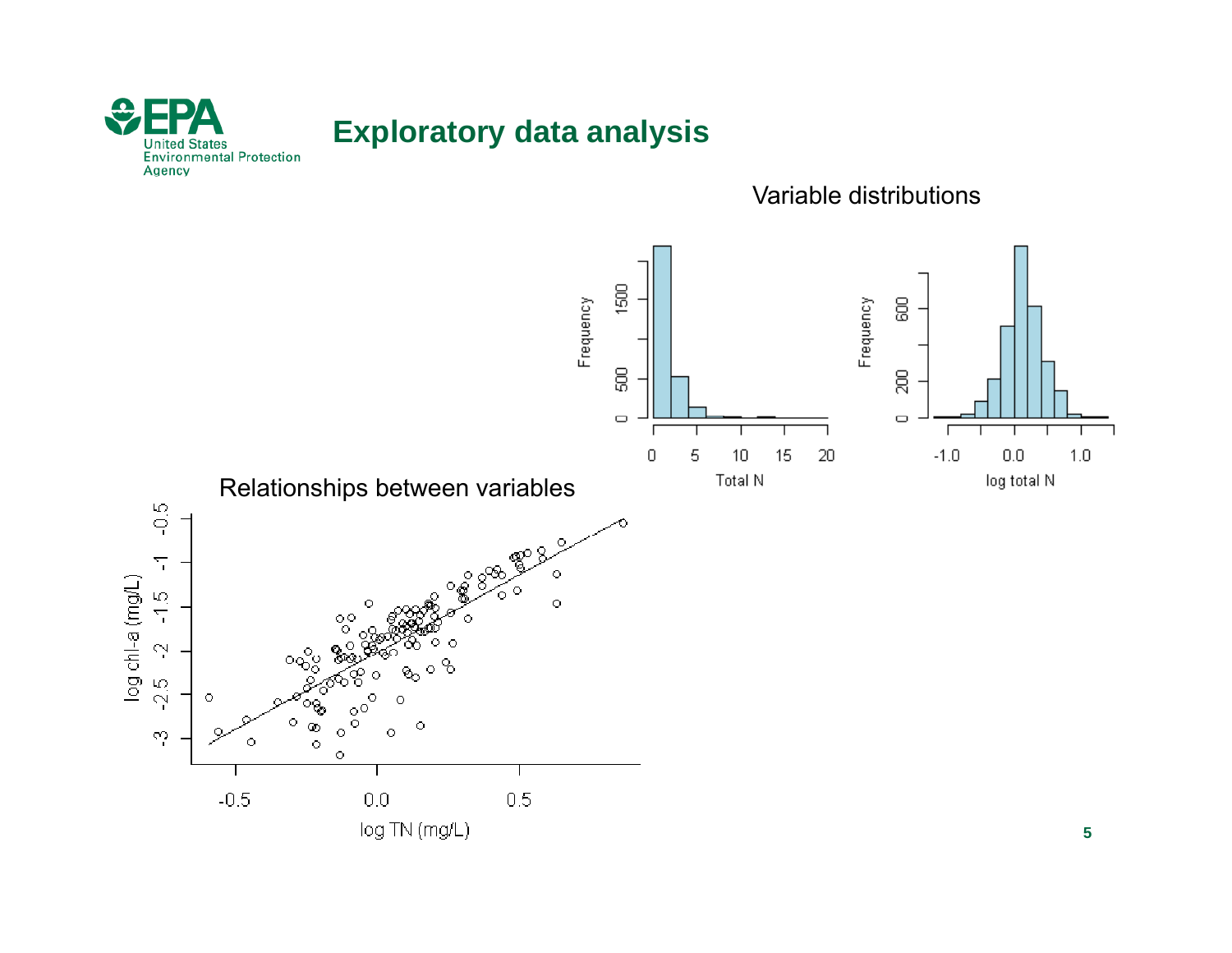# Exploratory data analysis

Variable distributions

Relationships between variables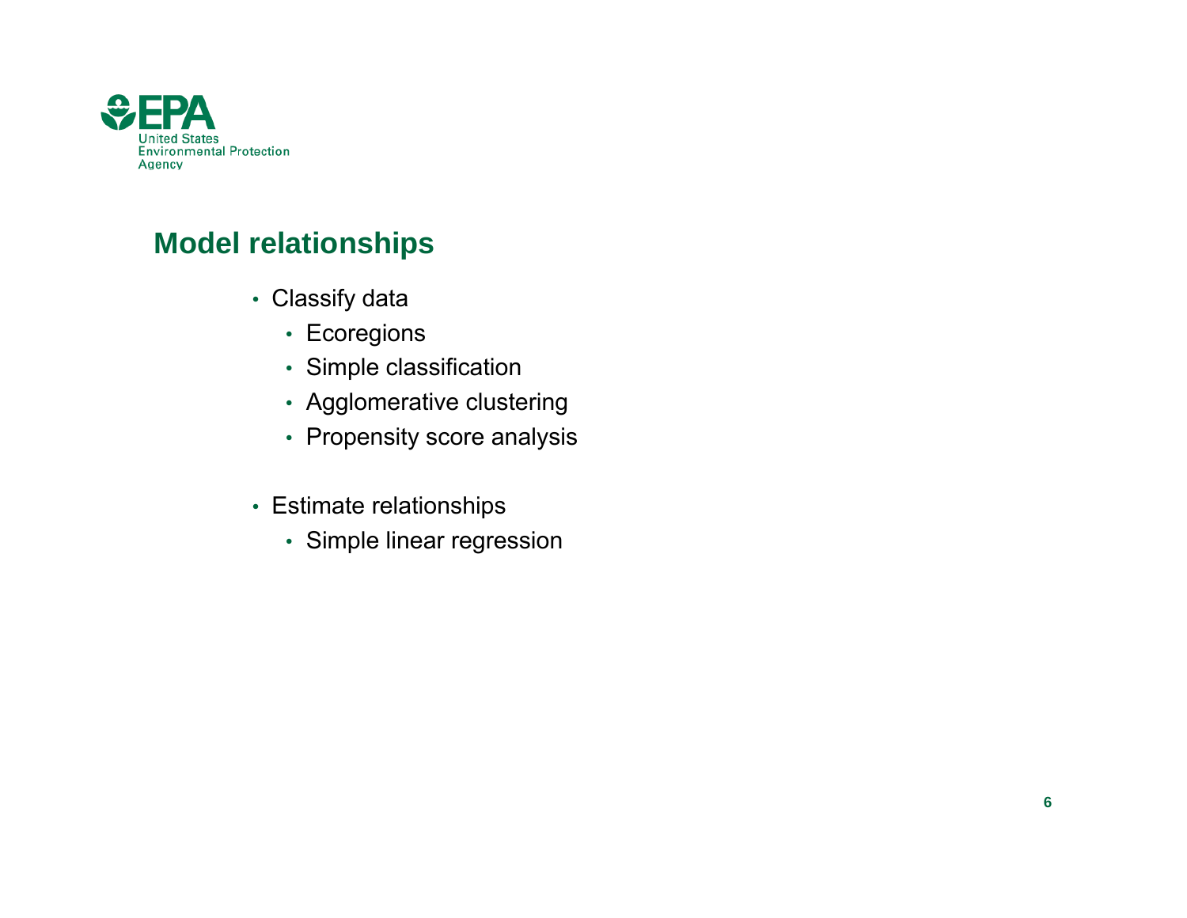## Model relationships

- Classify data
  - Ecoregions
  - Simple classification
  - Agglomerative clustering
  - Propensity score analysis
- Estimate relationships
  - Simple linear regression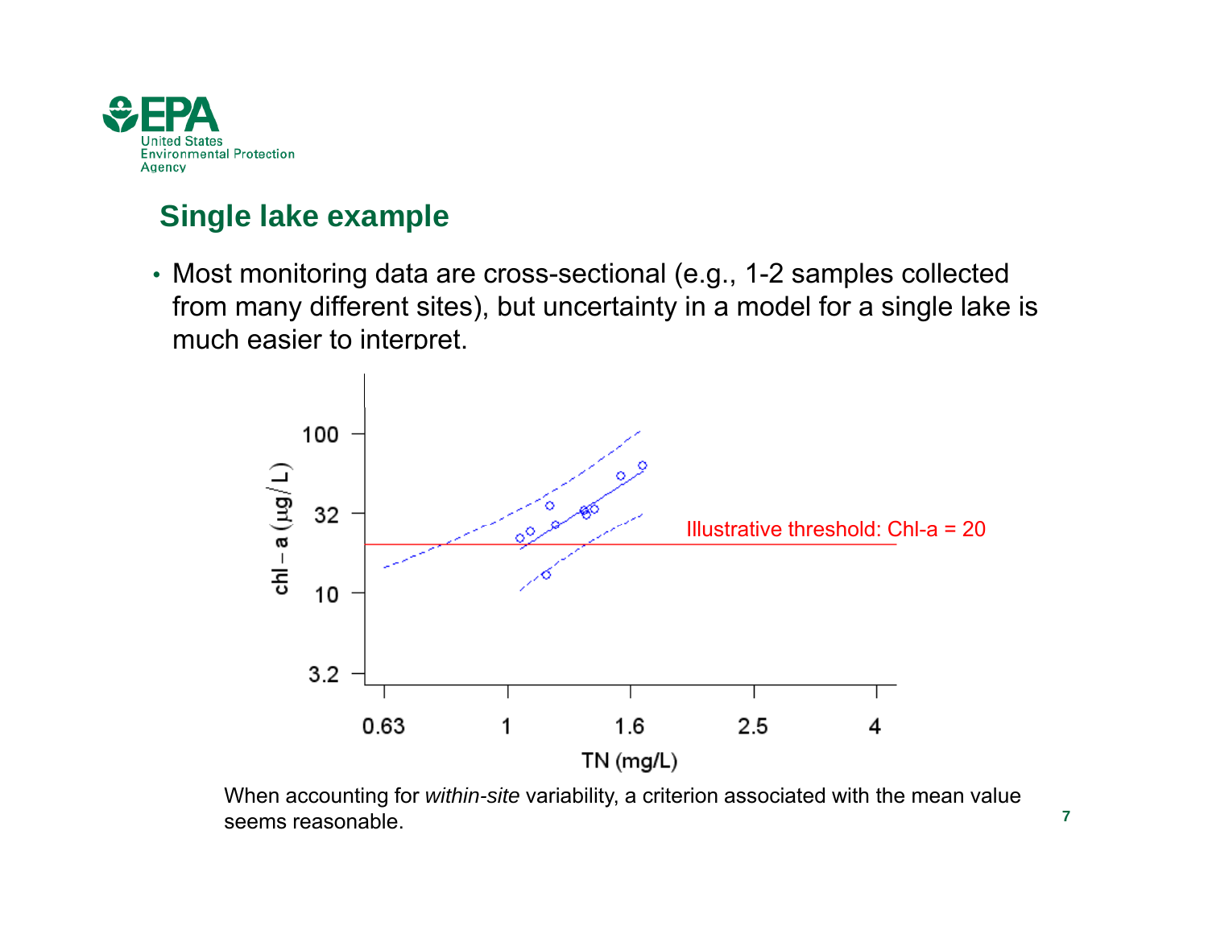## Single lake example

- Most monitoring data are cross-sectional (e.g., 1-2 samples collected from many different sites), but uncertainty in a model for a single lake is much easier to interpret.

When accounting for *within-site* variability, a criterion associated with the mean value seems reasonable.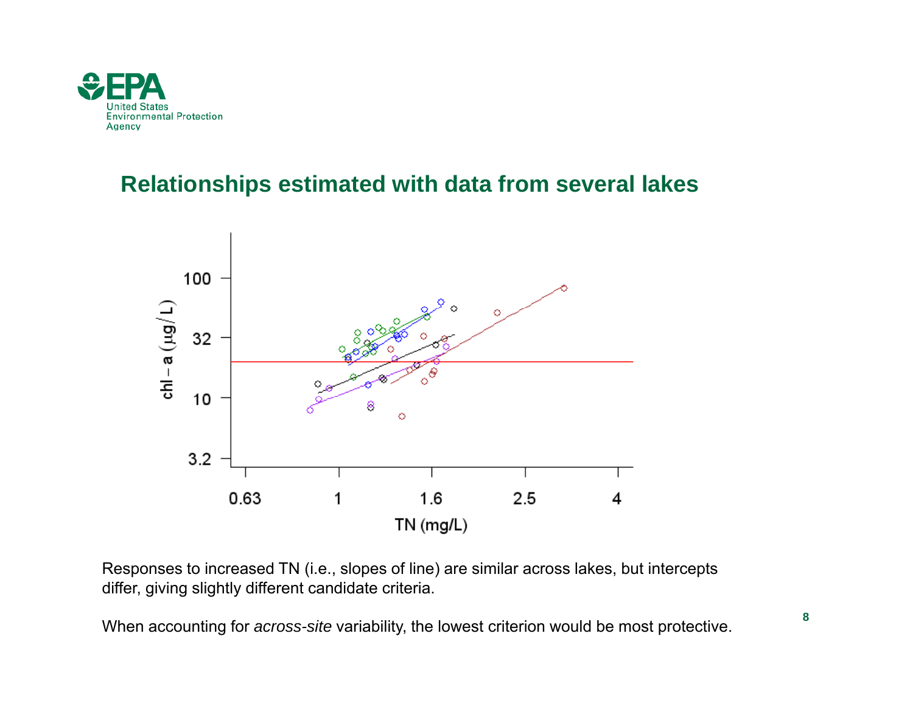## Relationships estimated with data from several lakes

Responses to increased TN (i.e., slopes of line) are similar across lakes, but intercepts differ, giving slightly different candidate criteria.

When accounting for *across-site* variability, the lowest criterion would be most protective.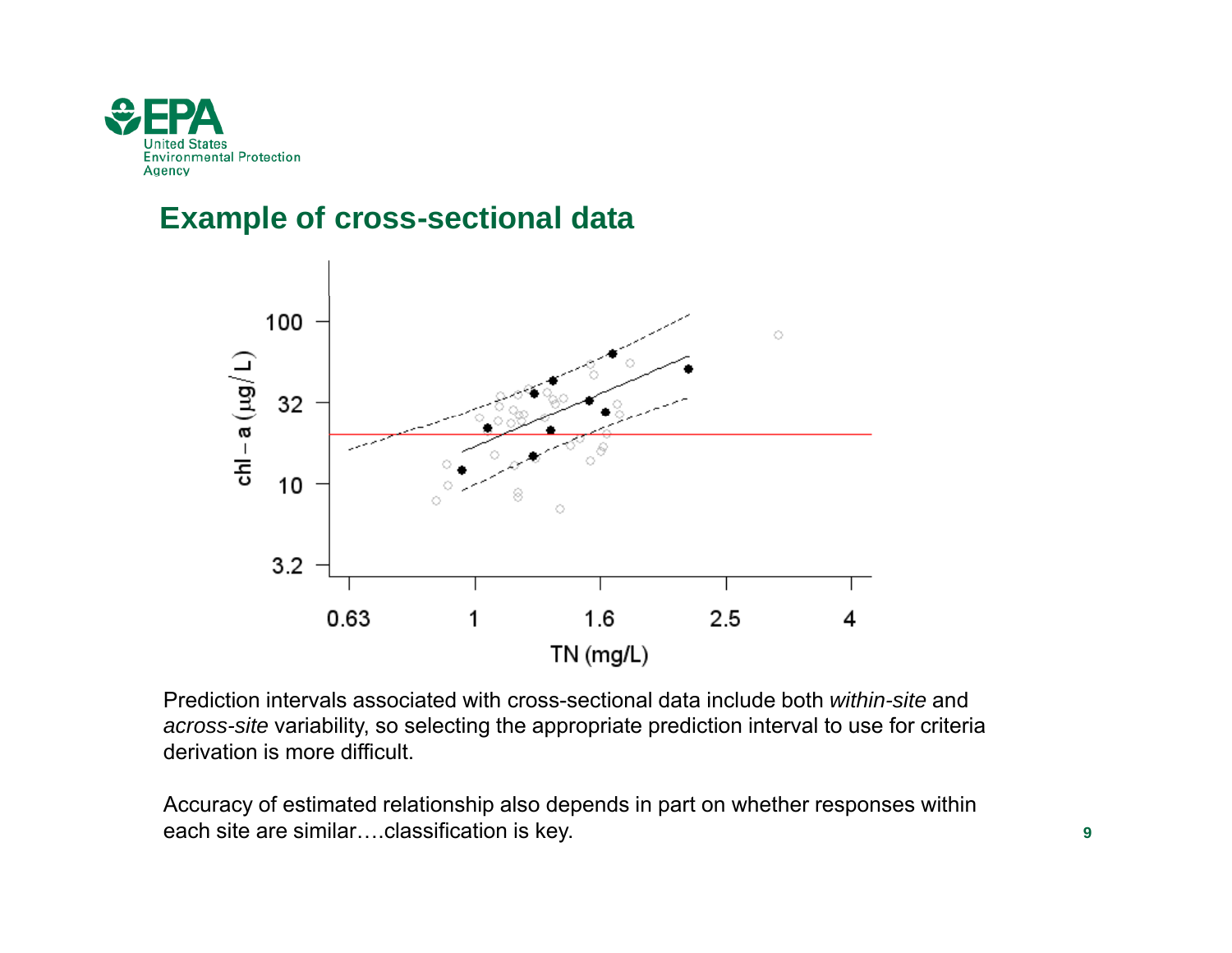## Example of cross-sectional data

Prediction intervals associated with cross-sectional data include both *within-site* and *across-site* variability, so selecting the appropriate prediction interval to use for criteria derivation is more difficult.

Accuracy of estimated relationship also depends in part on whether responses within each site are similar….classification is key.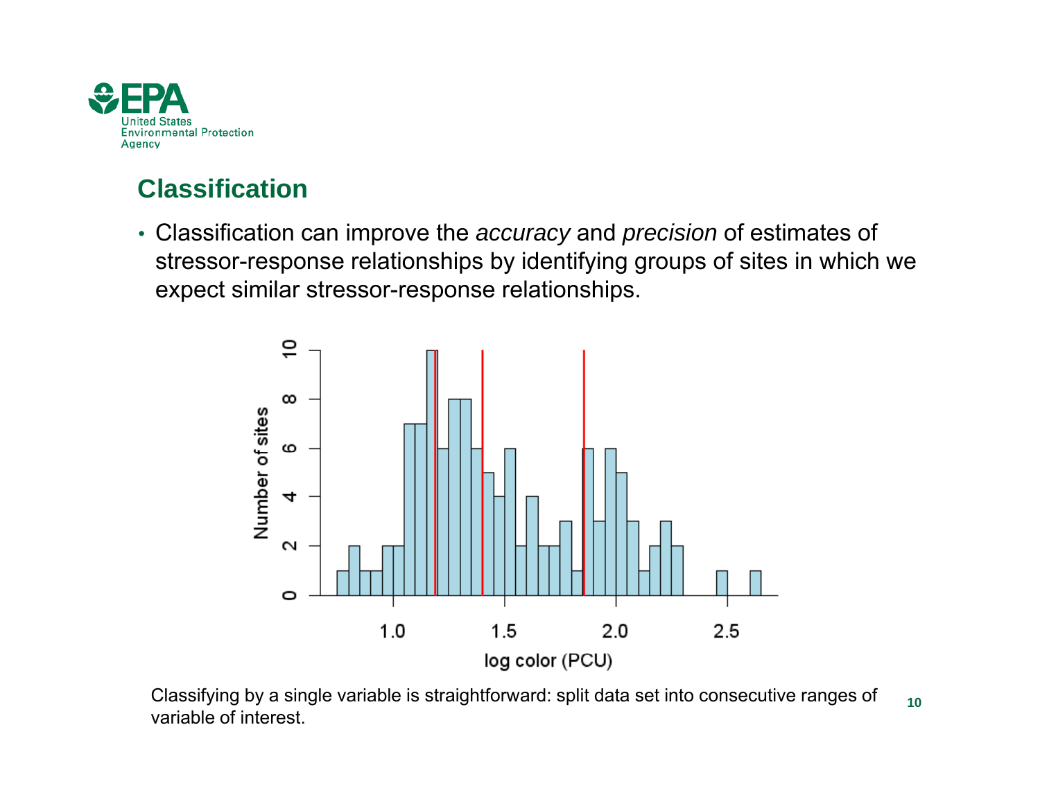## Classification

- Classification can improve the *accuracy* and *precision* of estimates of stressor-response relationships by identifying groups of sites in which we expect similar stressor-response relationships.

Classifying by a single variable is straightforward: split data set into consecutive ranges of variable of interest.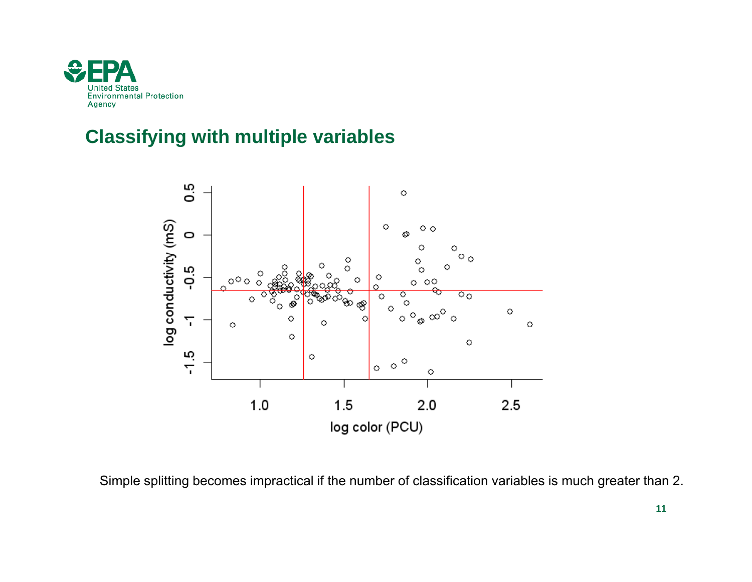## Classifying with multiple variables

Simple splitting becomes impractical if the number of classification variables is much greater than 2.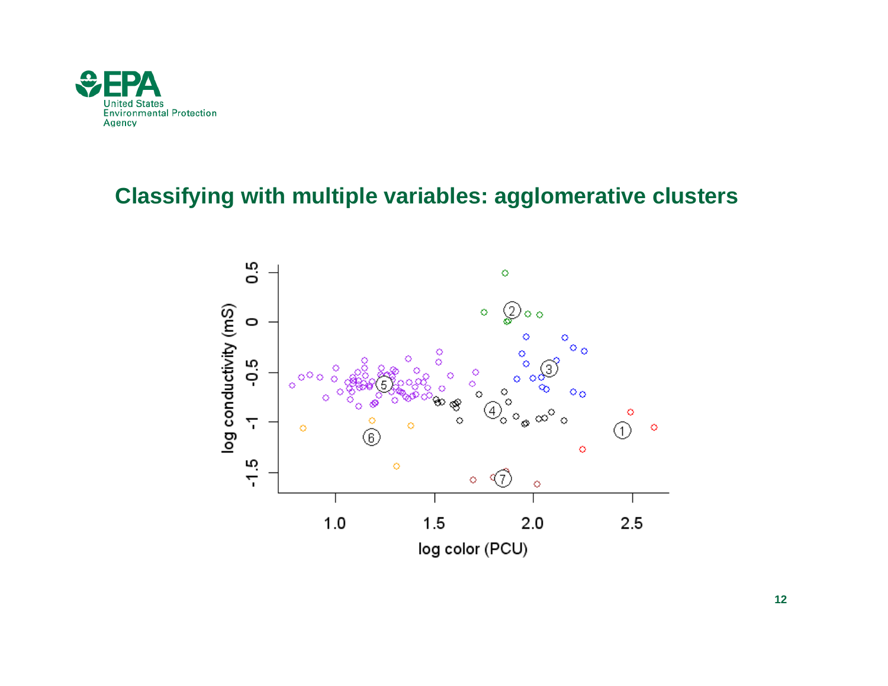## Classifying with multiple variables: agglomerative clusters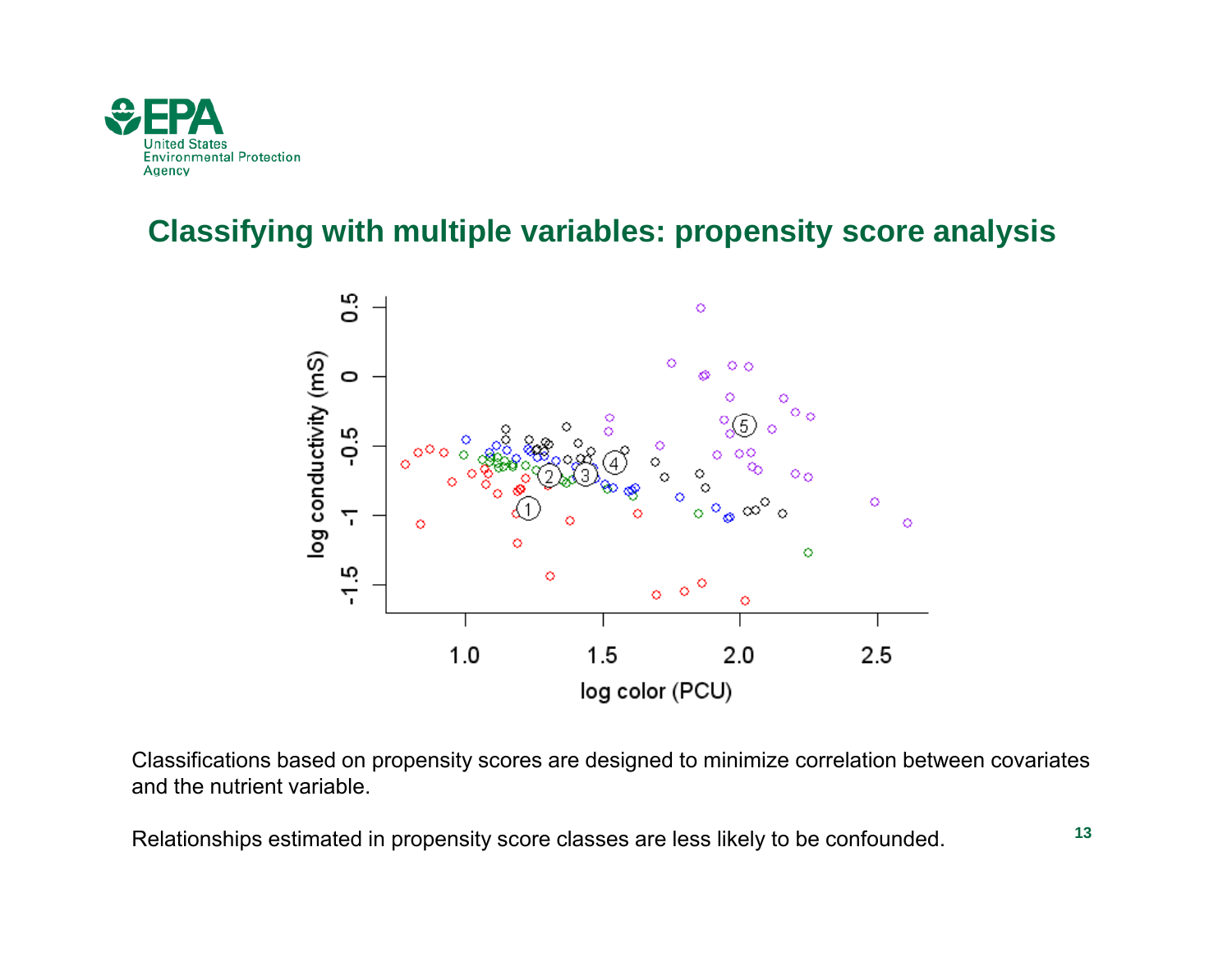## Classifying with multiple variables: propensity score analysis

Classifications based on propensity scores are designed to minimize correlation between covariates and the nutrient variable.

Relationships estimated in propensity score classes are less likely to be confounded.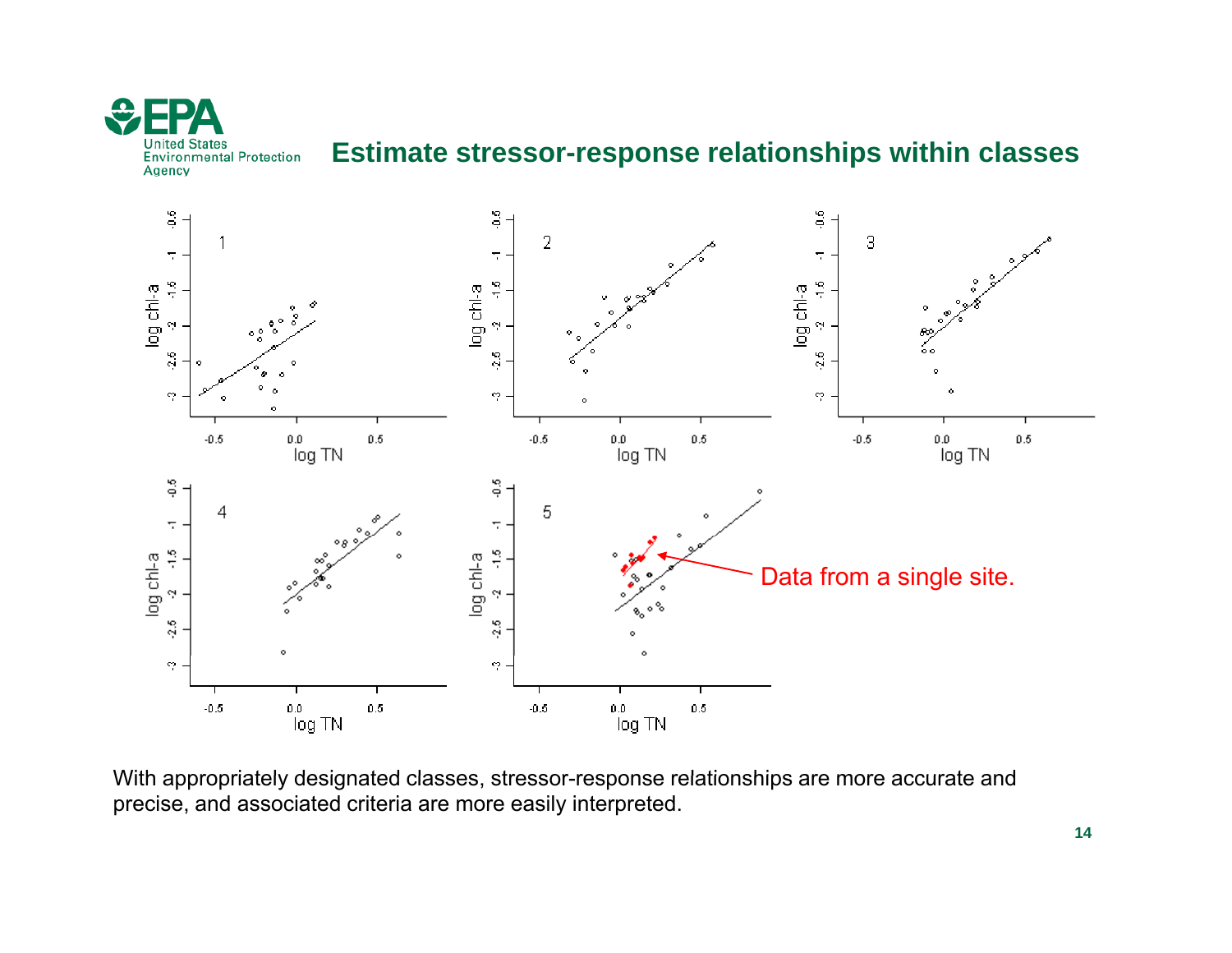# Estimate stressor-response relationships within classes

With appropriately designated classes, stressor-response relationships are more accurate and precise, and associated criteria are more easily interpreted.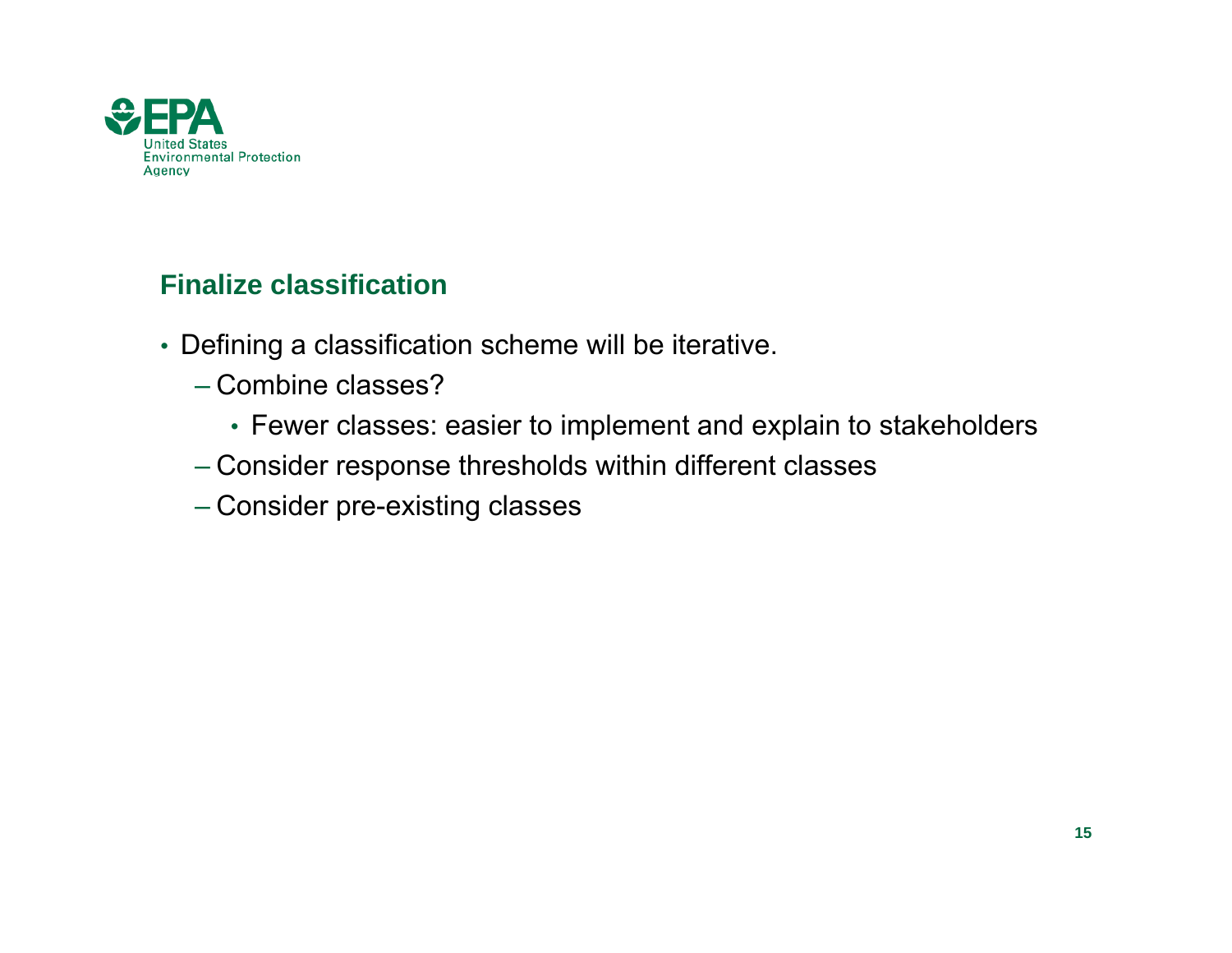## Finalize classification

- Defining a classification scheme will be iterative.
  - Combine classes?
    - Fewer classes: easier to implement and explain to stakeholders
  - Consider response thresholds within different classes
  - Consider pre-existing classes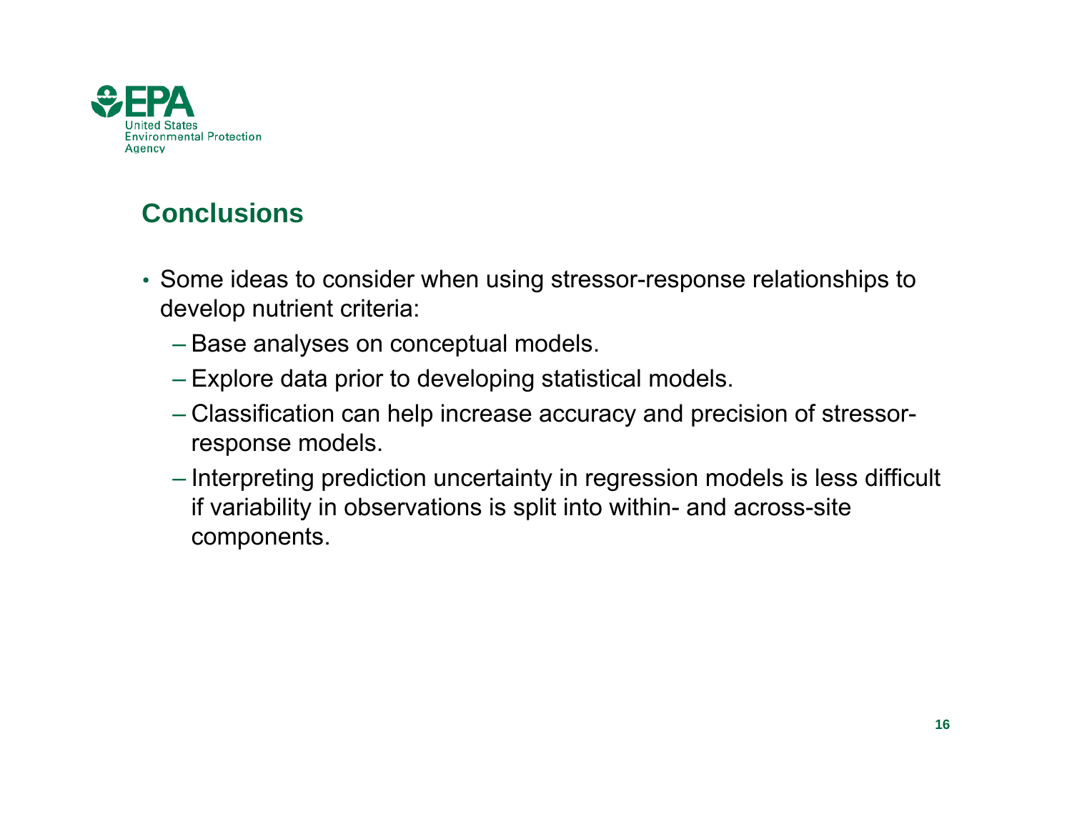## Conclusions

- Some ideas to consider when using stressor-response relationships to develop nutrient criteria:
  - Base analyses on conceptual models.
  - Explore data prior to developing statistical models.
  - Classification can help increase accuracy and precision of stressor-response models.
  - Interpreting prediction uncertainty in regression models is less difficult if variability in observations is split into within- and across-site components.